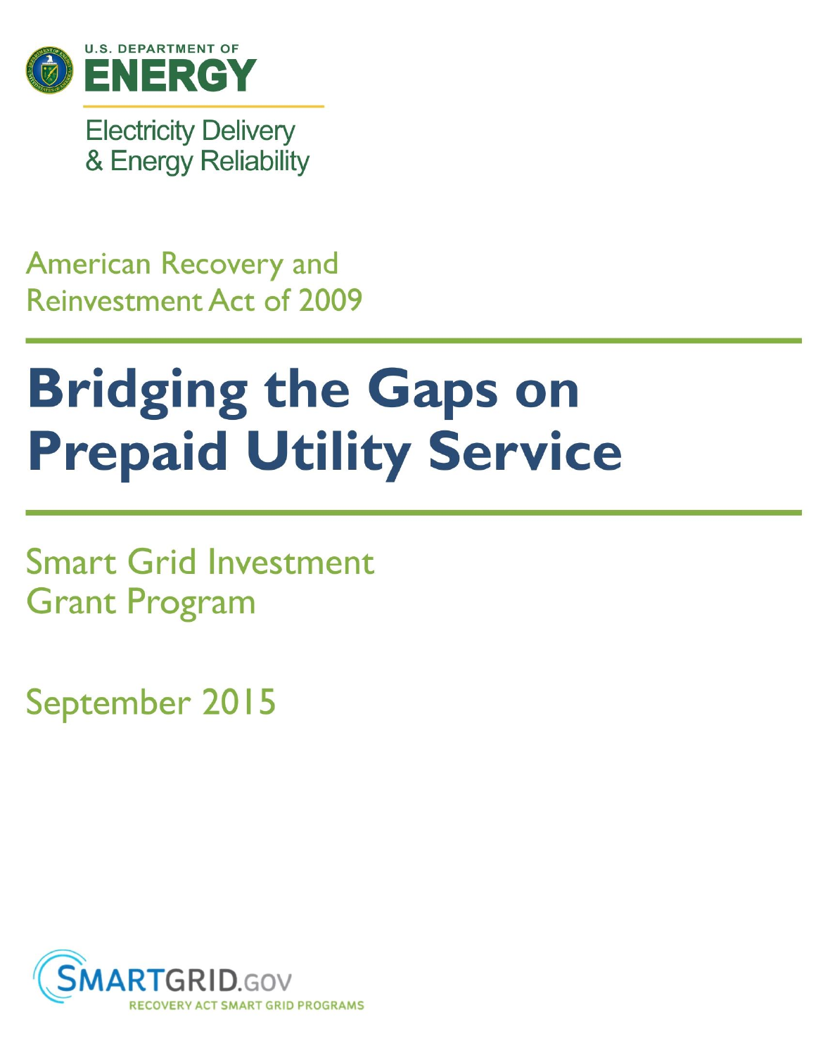U.S. DEPARTMENT OF

**ENERGY**

Electricity Delivery
& Energy Reliability

American Recovery and
Reinvestment Act of 2009

# Bridging the Gaps on Prepaid Utility Service

Smart Grid Investment
Grant Program

September 2015

SMARTGRID.GOV
RECOVERY ACT SMART GRID PROGRAMS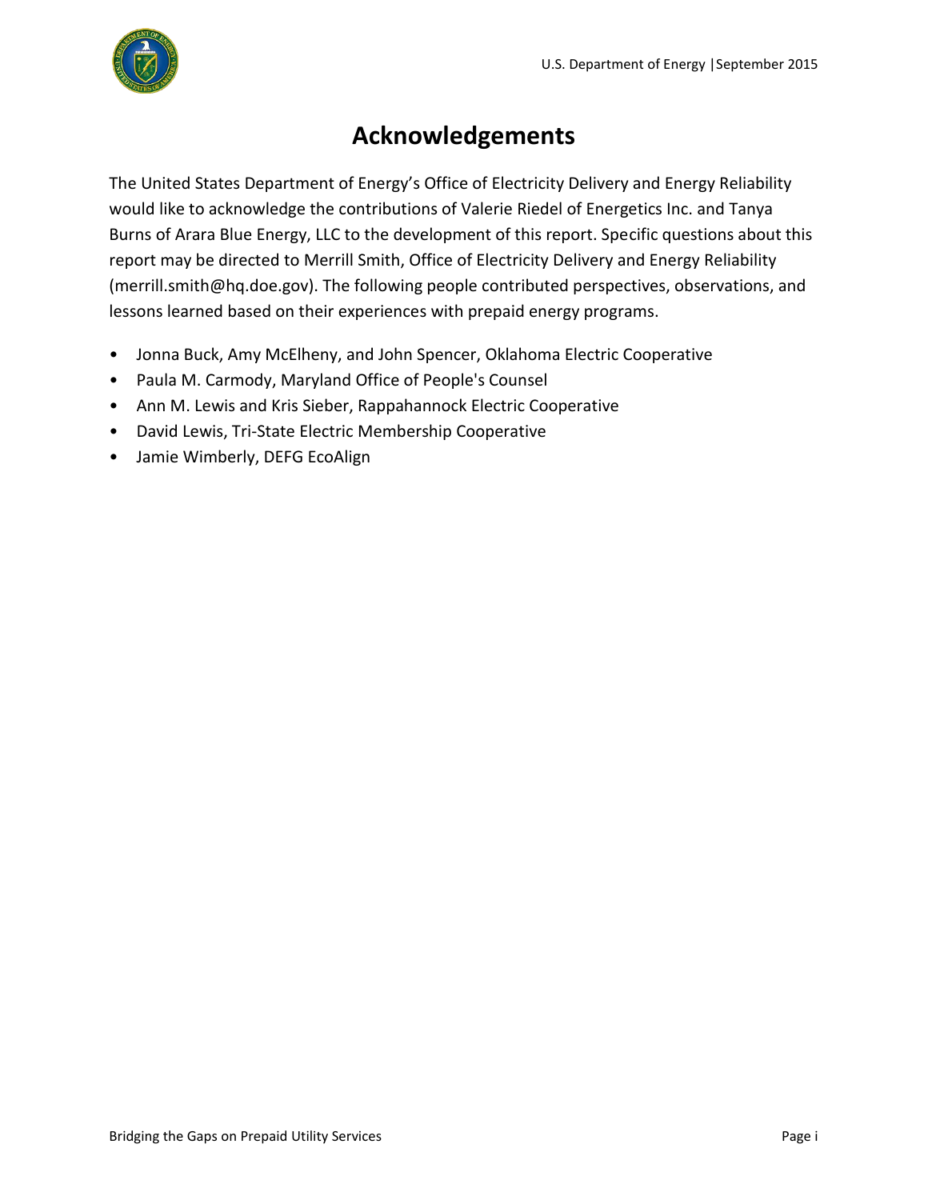# Acknowledgements

The United States Department of Energy's Office of Electricity Delivery and Energy Reliability would like to acknowledge the contributions of Valerie Riedel of Energetics Inc. and Tanya Burns of Arara Blue Energy, LLC to the development of this report. Specific questions about this report may be directed to Merrill Smith, Office of Electricity Delivery and Energy Reliability (merrill.smith@hq.doe.gov). The following people contributed perspectives, observations, and lessons learned based on their experiences with prepaid energy programs.

- Jonna Buck, Amy McElheny, and John Spencer, Oklahoma Electric Cooperative
- Paula M. Carmody, Maryland Office of People's Counsel
- Ann M. Lewis and Kris Sieber, Rappahannock Electric Cooperative
- David Lewis, Tri-State Electric Membership Cooperative
- Jamie Wimberly, DEFG EcoAlign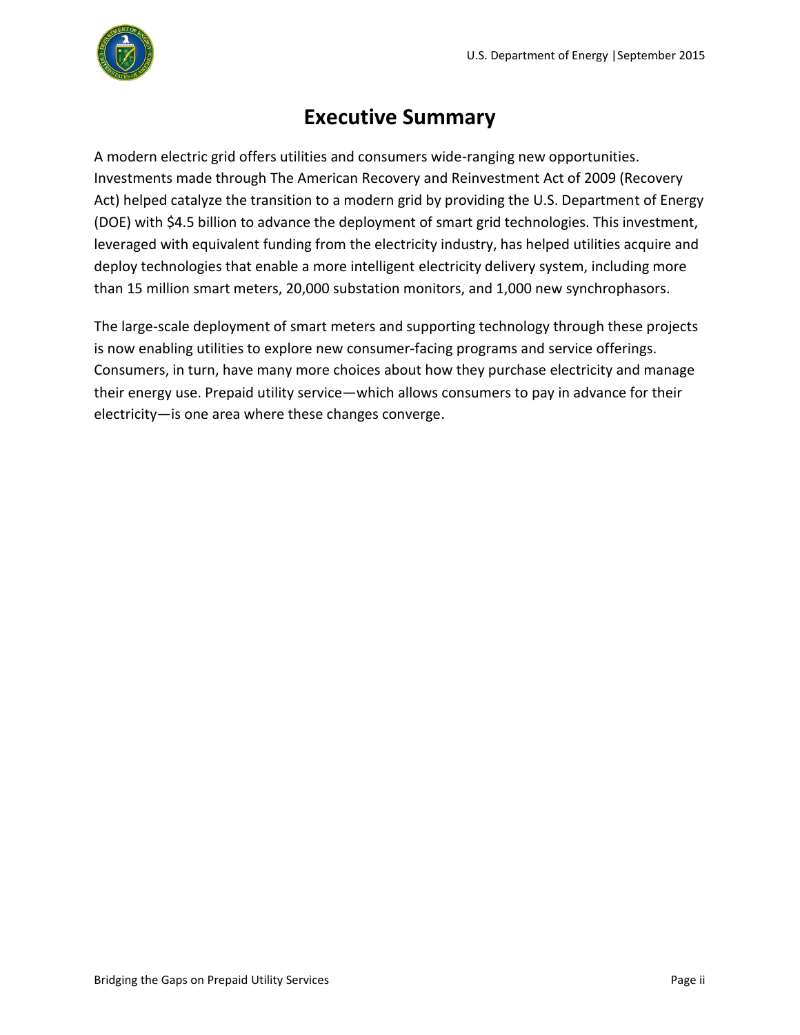# Executive Summary

A modern electric grid offers utilities and consumers wide-ranging new opportunities. Investments made through The American Recovery and Reinvestment Act of 2009 (Recovery Act) helped catalyze the transition to a modern grid by providing the U.S. Department of Energy (DOE) with $4.5 billion to advance the deployment of smart grid technologies. This investment, leveraged with equivalent funding from the electricity industry, has helped utilities acquire and deploy technologies that enable a more intelligent electricity delivery system, including more than 15 million smart meters, 20,000 substation monitors, and 1,000 new synchrophasors.

The large-scale deployment of smart meters and supporting technology through these projects is now enabling utilities to explore new consumer-facing programs and service offerings. Consumers, in turn, have many more choices about how they purchase electricity and manage their energy use. Prepaid utility service—which allows consumers to pay in advance for their electricity—is one area where these changes converge.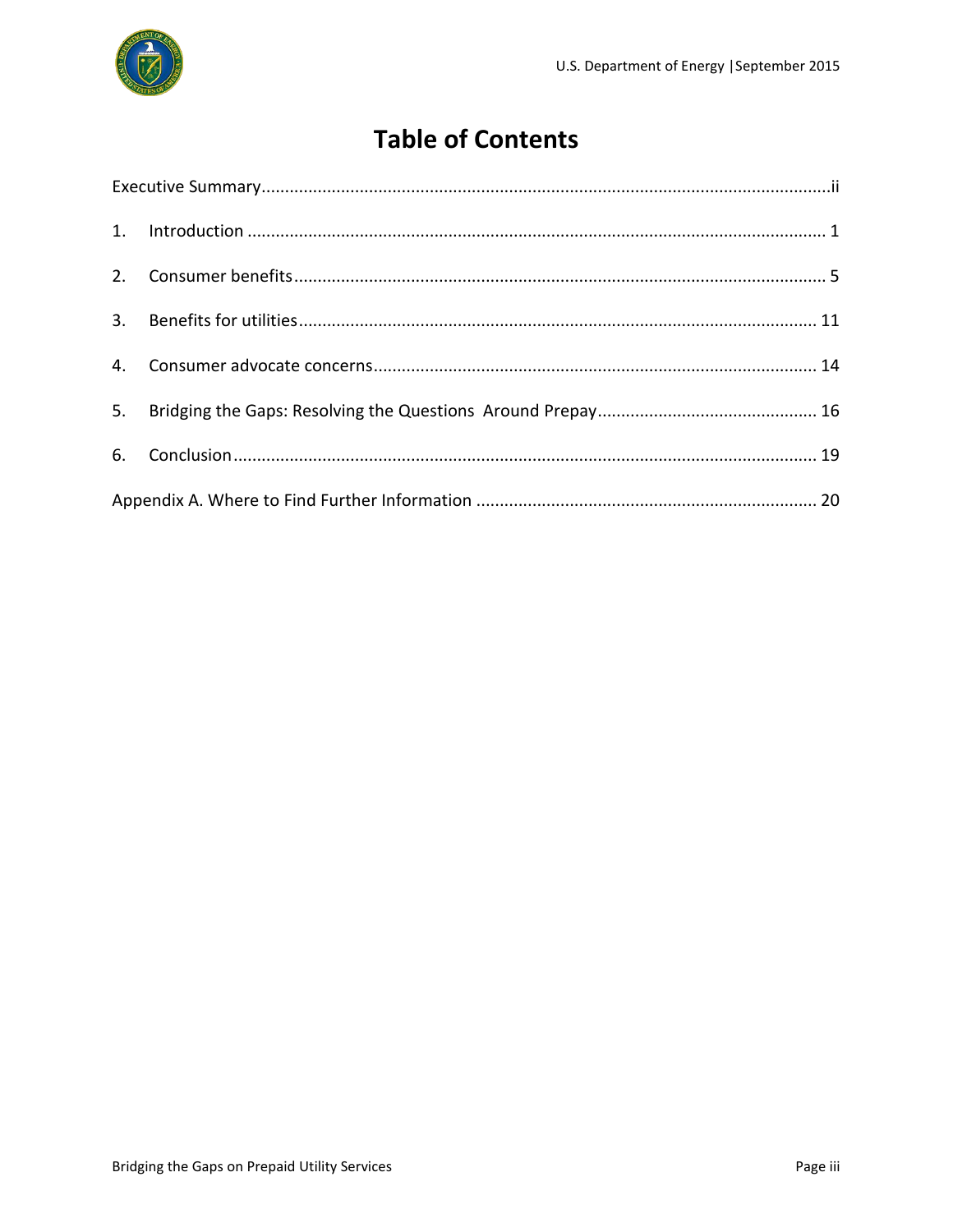# Table of Contents

Executive Summary........................................................................................................................ii

1. Introduction ........................................................................................................................ 1

2. Consumer benefits............................................................................................................... 5

3. Benefits for utilities............................................................................................................ 11

4. Consumer advocate concerns............................................................................................. 14

5. Bridging the Gaps: Resolving the Questions Around Prepay.............................................. 16

6. Conclusion.......................................................................................................................... 19

Appendix A. Where to Find Further Information ....................................................................... 20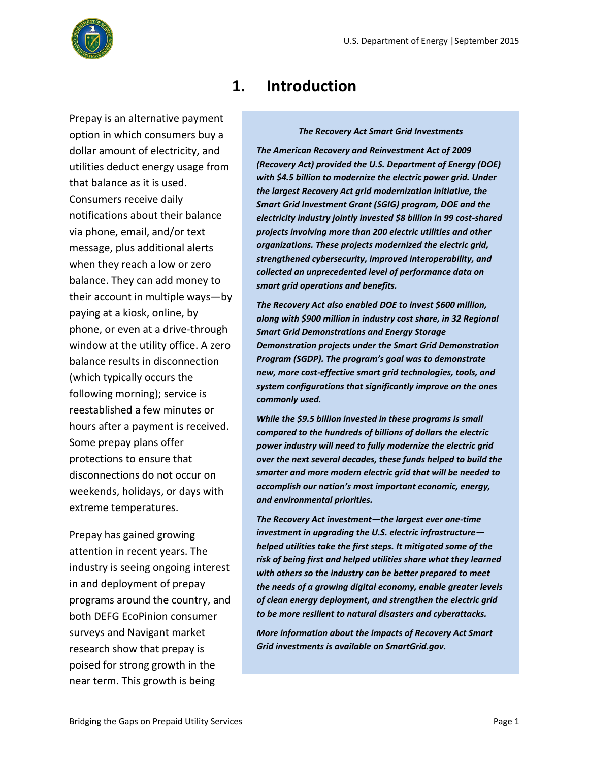# 1. Introduction

Prepay is an alternative payment option in which consumers buy a dollar amount of electricity, and utilities deduct energy usage from that balance as it is used. Consumers receive daily notifications about their balance via phone, email, and/or text message, plus additional alerts when they reach a low or zero balance. They can add money to their account in multiple ways—by paying at a kiosk, online, by phone, or even at a drive-through window at the utility office. A zero balance results in disconnection (which typically occurs the following morning); service is reestablished a few minutes or hours after a payment is received. Some prepay plans offer protections to ensure that disconnections do not occur on weekends, holidays, or days with extreme temperatures.

Prepay has gained growing attention in recent years. The industry is seeing ongoing interest in and deployment of prepay programs around the country, and both DEFG EcoPinion consumer surveys and Navigant market research show that prepay is poised for strong growth in the near term. This growth is being

> ***The Recovery Act Smart Grid Investments***
>
> ***The American Recovery and Reinvestment Act of 2009 (Recovery Act) provided the U.S. Department of Energy (DOE) with $4.5 billion to modernize the electric power grid. Under the largest Recovery Act grid modernization initiative, the Smart Grid Investment Grant (SGIG) program, DOE and the electricity industry jointly invested $8 billion in 99 cost-shared projects involving more than 200 electric utilities and other organizations. These projects modernized the electric grid, strengthened cybersecurity, improved interoperability, and collected an unprecedented level of performance data on smart grid operations and benefits.***
>
> ***The Recovery Act also enabled DOE to invest $600 million, along with $900 million in industry cost share, in 32 Regional Smart Grid Demonstrations and Energy Storage Demonstration projects under the Smart Grid Demonstration Program (SGDP). The program's goal was to demonstrate new, more cost-effective smart grid technologies, tools, and system configurations that significantly improve on the ones commonly used.***
>
> ***While the $9.5 billion invested in these programs is small compared to the hundreds of billions of dollars the electric power industry will need to fully modernize the electric grid over the next several decades, these funds helped to build the smarter and more modern electric grid that will be needed to accomplish our nation's most important economic, energy, and environmental priorities.***
>
> ***The Recovery Act investment—the largest ever one-time investment in upgrading the U.S. electric infrastructure—helped utilities take the first steps. It mitigated some of the risk of being first and helped utilities share what they learned with others so the industry can be better prepared to meet the needs of a growing digital economy, enable greater levels of clean energy deployment, and strengthen the electric grid to be more resilient to natural disasters and cyberattacks.***
>
> ***More information about the impacts of Recovery Act Smart Grid investments is available on SmartGrid.gov.***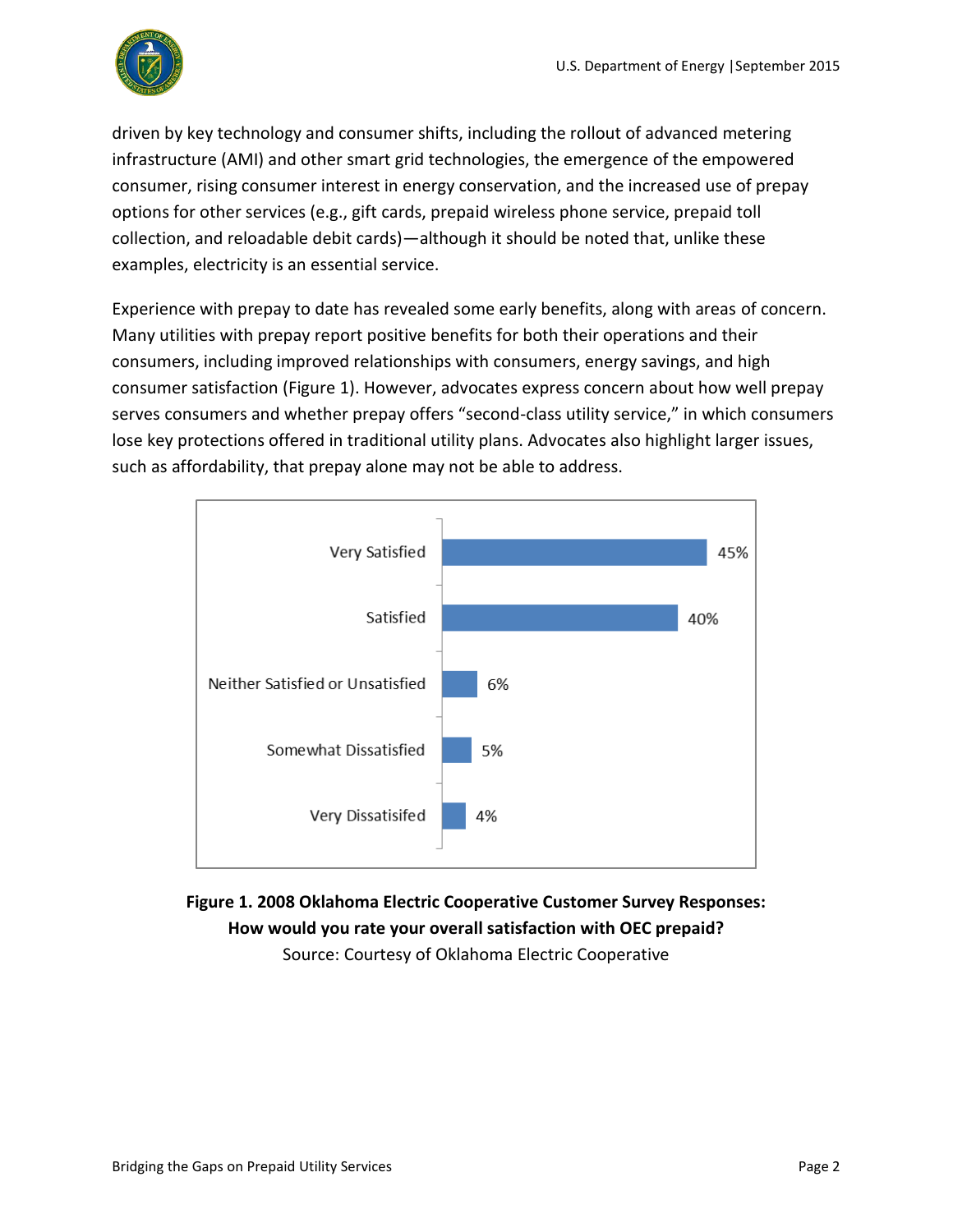driven by key technology and consumer shifts, including the rollout of advanced metering infrastructure (AMI) and other smart grid technologies, the emergence of the empowered consumer, rising consumer interest in energy conservation, and the increased use of prepay options for other services (e.g., gift cards, prepaid wireless phone service, prepaid toll collection, and reloadable debit cards)—although it should be noted that, unlike these examples, electricity is an essential service.

Experience with prepay to date has revealed some early benefits, along with areas of concern. Many utilities with prepay report positive benefits for both their operations and their consumers, including improved relationships with consumers, energy savings, and high consumer satisfaction (Figure 1). However, advocates express concern about how well prepay serves consumers and whether prepay offers "second-class utility service," in which consumers lose key protections offered in traditional utility plans. Advocates also highlight larger issues, such as affordability, that prepay alone may not be able to address.

| Response | Percent |
|---|---|
| Very Satisfied | 45% |
| Satisfied | 40% |
| Neither Satisfied or Unsatisfied | 6% |
| Somewhat Dissatisfied | 5% |
| Very Dissatisifed | 4% |

**Figure 1. 2008 Oklahoma Electric Cooperative Customer Survey Responses: How would you rate your overall satisfaction with OEC prepaid?**
Source: Courtesy of Oklahoma Electric Cooperative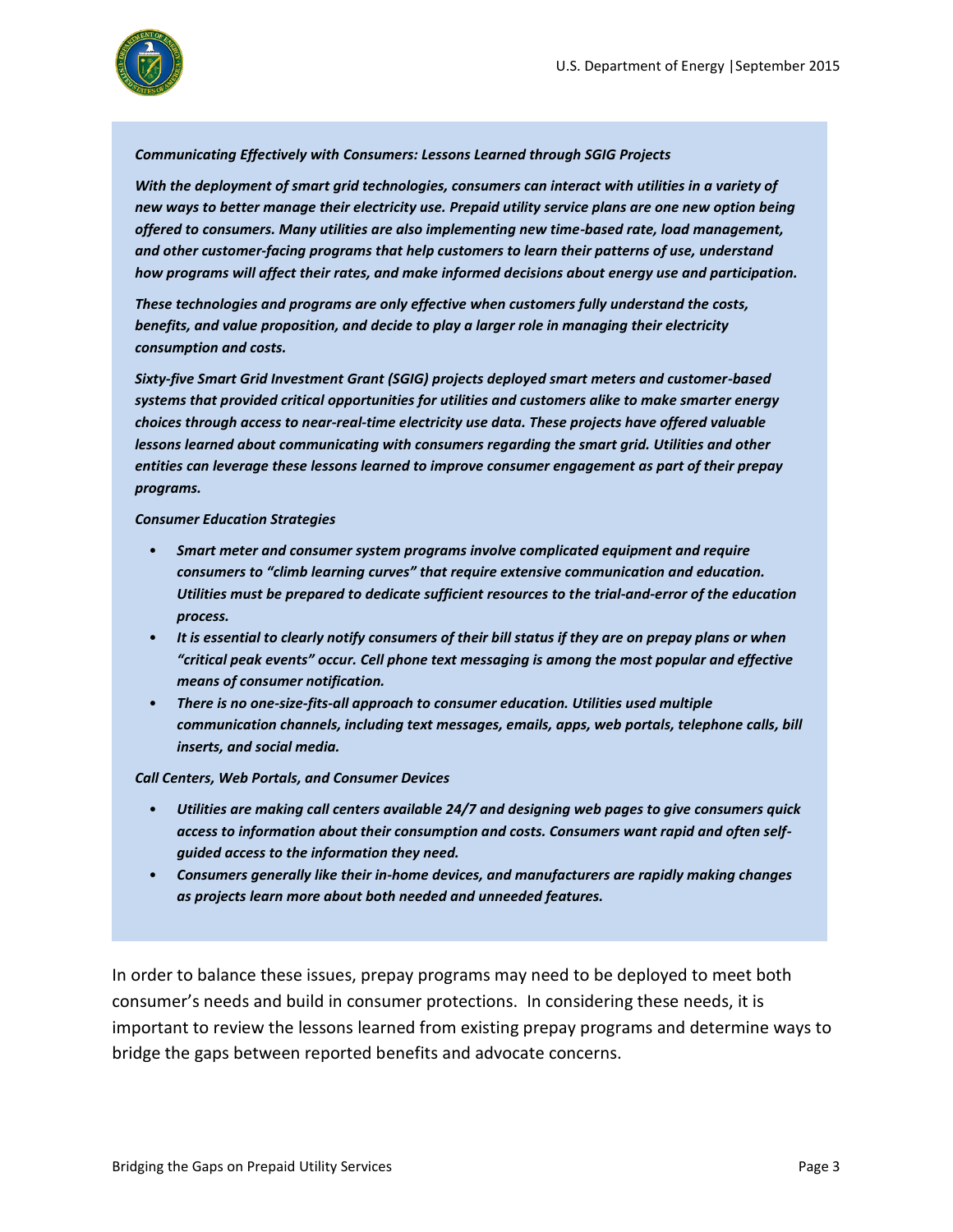***Communicating Effectively with Consumers: Lessons Learned through SGIG Projects***

***With the deployment of smart grid technologies, consumers can interact with utilities in a variety of new ways to better manage their electricity use. Prepaid utility service plans are one new option being offered to consumers. Many utilities are also implementing new time-based rate, load management, and other customer-facing programs that help customers to learn their patterns of use, understand how programs will affect their rates, and make informed decisions about energy use and participation.***

***These technologies and programs are only effective when customers fully understand the costs, benefits, and value proposition, and decide to play a larger role in managing their electricity consumption and costs.***

***Sixty-five Smart Grid Investment Grant (SGIG) projects deployed smart meters and customer-based systems that provided critical opportunities for utilities and customers alike to make smarter energy choices through access to near-real-time electricity use data. These projects have offered valuable lessons learned about communicating with consumers regarding the smart grid. Utilities and other entities can leverage these lessons learned to improve consumer engagement as part of their prepay programs.***

***Consumer Education Strategies***

- ***Smart meter and consumer system programs involve complicated equipment and require consumers to "climb learning curves" that require extensive communication and education. Utilities must be prepared to dedicate sufficient resources to the trial-and-error of the education process.***
- ***It is essential to clearly notify consumers of their bill status if they are on prepay plans or when "critical peak events" occur. Cell phone text messaging is among the most popular and effective means of consumer notification.***
- ***There is no one-size-fits-all approach to consumer education. Utilities used multiple communication channels, including text messages, emails, apps, web portals, telephone calls, bill inserts, and social media.***

***Call Centers, Web Portals, and Consumer Devices***

- ***Utilities are making call centers available 24/7 and designing web pages to give consumers quick access to information about their consumption and costs. Consumers want rapid and often self-guided access to the information they need.***
- ***Consumers generally like their in-home devices, and manufacturers are rapidly making changes as projects learn more about both needed and unneeded features.***

In order to balance these issues, prepay programs may need to be deployed to meet both consumer's needs and build in consumer protections. In considering these needs, it is important to review the lessons learned from existing prepay programs and determine ways to bridge the gaps between reported benefits and advocate concerns.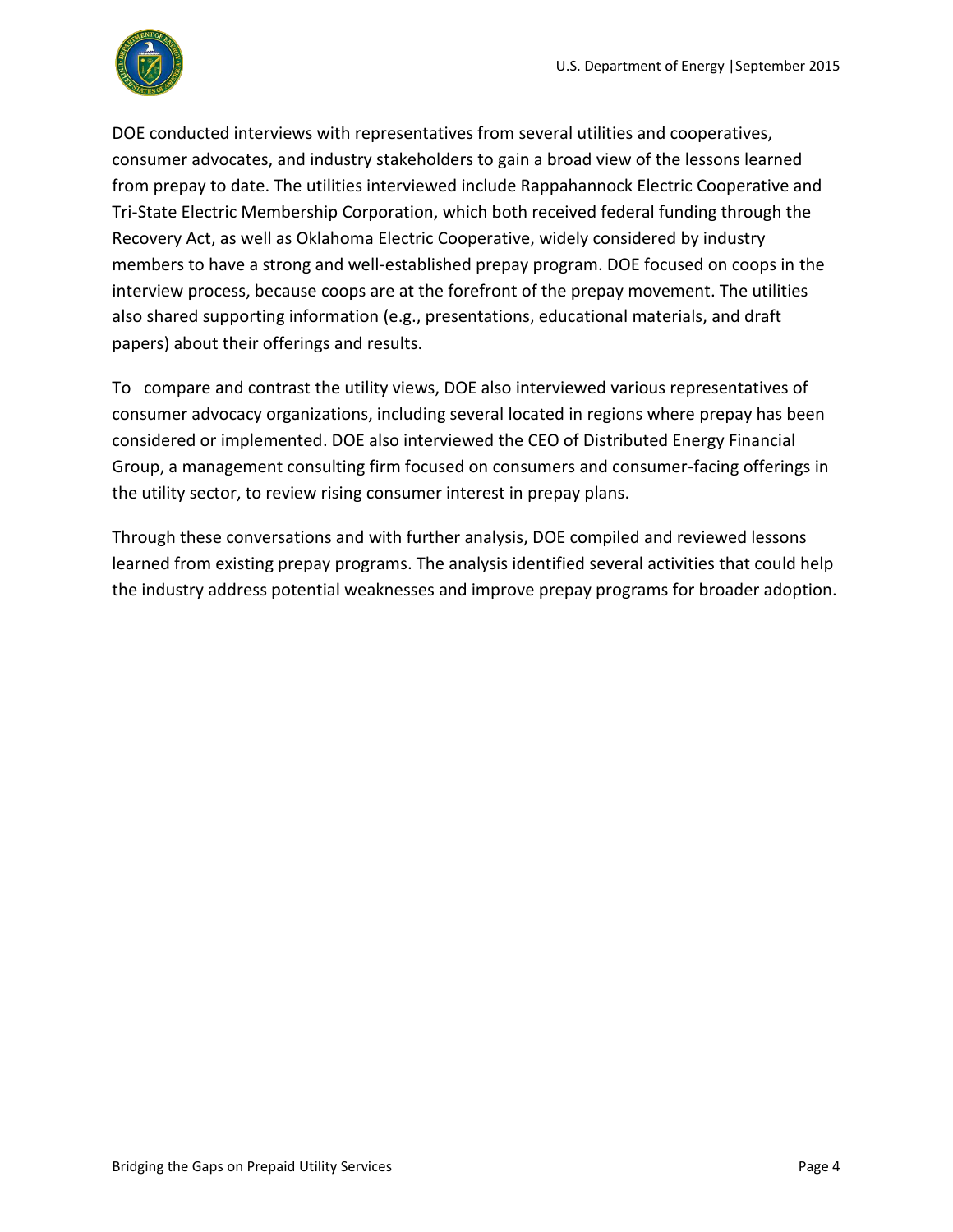DOE conducted interviews with representatives from several utilities and cooperatives, consumer advocates, and industry stakeholders to gain a broad view of the lessons learned from prepay to date. The utilities interviewed include Rappahannock Electric Cooperative and Tri-State Electric Membership Corporation, which both received federal funding through the Recovery Act, as well as Oklahoma Electric Cooperative, widely considered by industry members to have a strong and well-established prepay program. DOE focused on coops in the interview process, because coops are at the forefront of the prepay movement. The utilities also shared supporting information (e.g., presentations, educational materials, and draft papers) about their offerings and results.

To compare and contrast the utility views, DOE also interviewed various representatives of consumer advocacy organizations, including several located in regions where prepay has been considered or implemented. DOE also interviewed the CEO of Distributed Energy Financial Group, a management consulting firm focused on consumers and consumer-facing offerings in the utility sector, to review rising consumer interest in prepay plans.

Through these conversations and with further analysis, DOE compiled and reviewed lessons learned from existing prepay programs. The analysis identified several activities that could help the industry address potential weaknesses and improve prepay programs for broader adoption.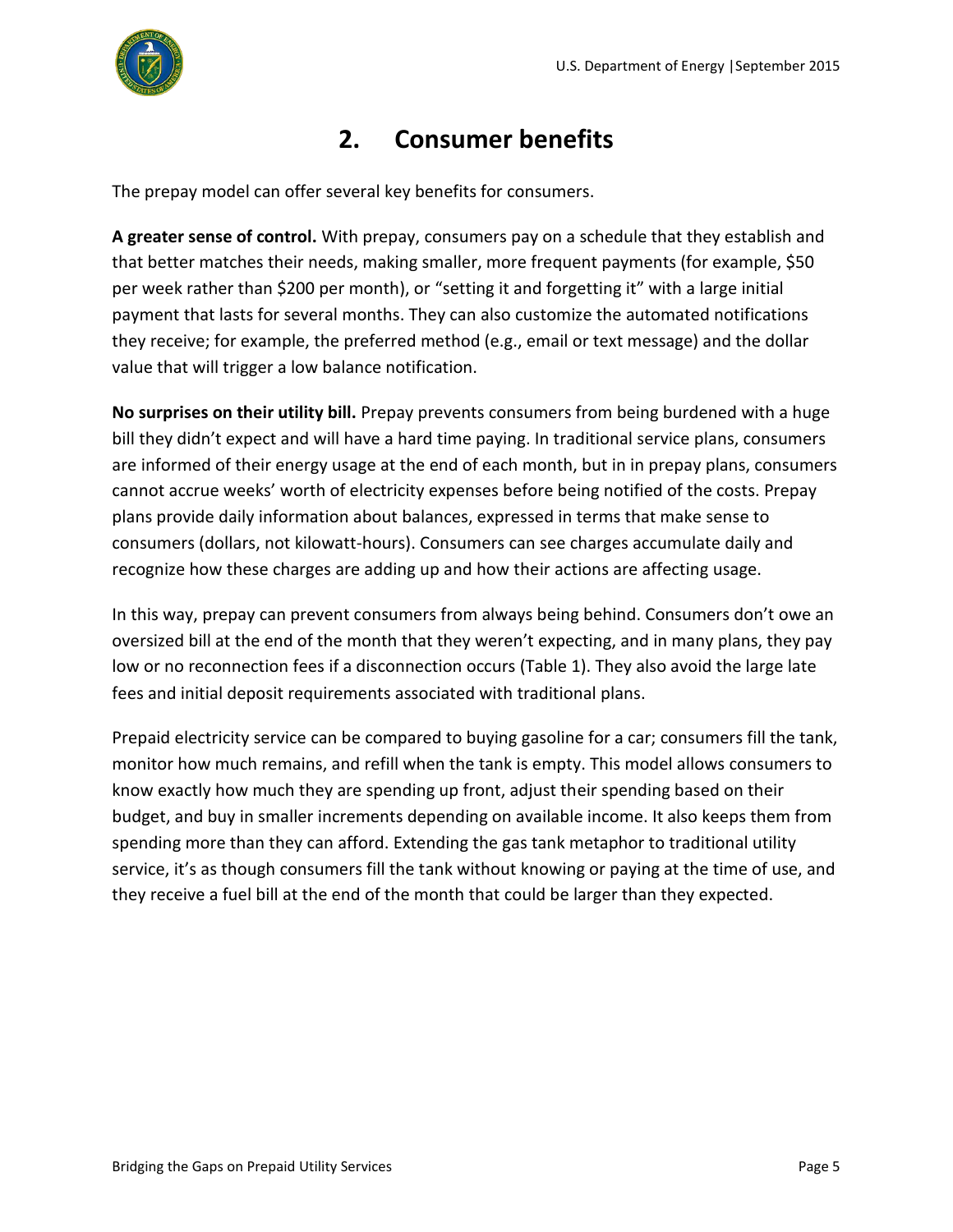# 2. Consumer benefits

The prepay model can offer several key benefits for consumers.

**A greater sense of control.** With prepay, consumers pay on a schedule that they establish and that better matches their needs, making smaller, more frequent payments (for example, $50 per week rather than $200 per month), or "setting it and forgetting it" with a large initial payment that lasts for several months. They can also customize the automated notifications they receive; for example, the preferred method (e.g., email or text message) and the dollar value that will trigger a low balance notification.

**No surprises on their utility bill.** Prepay prevents consumers from being burdened with a huge bill they didn't expect and will have a hard time paying. In traditional service plans, consumers are informed of their energy usage at the end of each month, but in in prepay plans, consumers cannot accrue weeks' worth of electricity expenses before being notified of the costs. Prepay plans provide daily information about balances, expressed in terms that make sense to consumers (dollars, not kilowatt-hours). Consumers can see charges accumulate daily and recognize how these charges are adding up and how their actions are affecting usage.

In this way, prepay can prevent consumers from always being behind. Consumers don't owe an oversized bill at the end of the month that they weren't expecting, and in many plans, they pay low or no reconnection fees if a disconnection occurs (Table 1). They also avoid the large late fees and initial deposit requirements associated with traditional plans.

Prepaid electricity service can be compared to buying gasoline for a car; consumers fill the tank, monitor how much remains, and refill when the tank is empty. This model allows consumers to know exactly how much they are spending up front, adjust their spending based on their budget, and buy in smaller increments depending on available income. It also keeps them from spending more than they can afford. Extending the gas tank metaphor to traditional utility service, it's as though consumers fill the tank without knowing or paying at the time of use, and they receive a fuel bill at the end of the month that could be larger than they expected.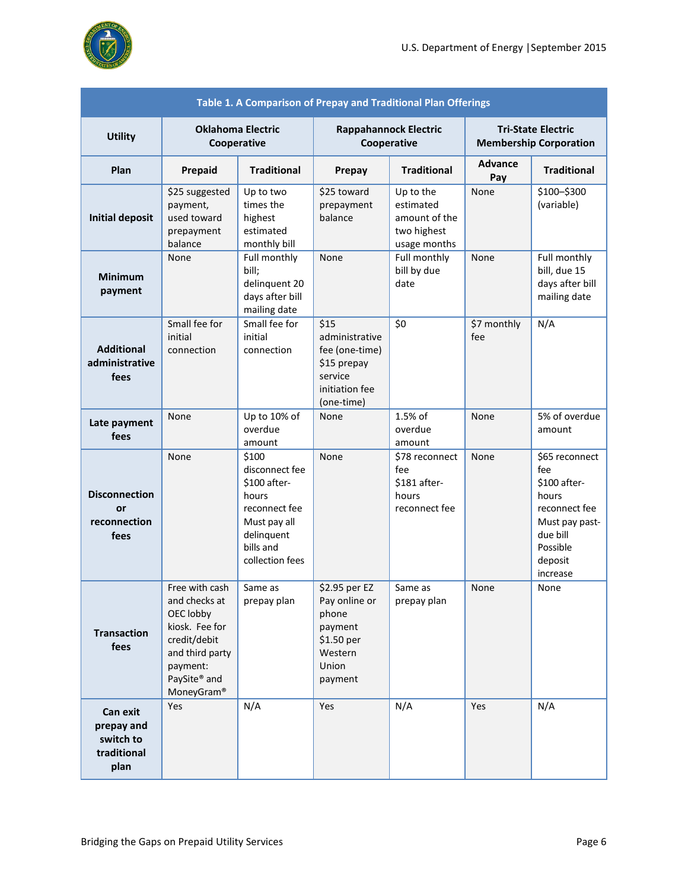**Table 1. A Comparison of Prepay and Traditional Plan Offerings**

| Utility | Oklahoma Electric Cooperative | | Rappahannock Electric Cooperative | | Tri-State Electric Membership Corporation | |
|---|---|---|---|---|---|---|
| **Plan** | **Prepaid** | **Traditional** | **Prepay** | **Traditional** | **Advance Pay** | **Traditional** |
| **Initial deposit** | $25 suggested payment, used toward prepayment balance | Up to two times the highest estimated monthly bill | $25 toward prepayment balance | Up to the estimated amount of the two highest usage months | None | $100–$300 (variable) |
| **Minimum payment** | None | Full monthly bill; delinquent 20 days after bill mailing date | None | Full monthly bill by due date | None | Full monthly bill, due 15 days after bill mailing date |
| **Additional administrative fees** | Small fee for initial connection | Small fee for initial connection | $15 administrative fee (one-time) $15 prepay service initiation fee (one-time) | $0 | $7 monthly fee | N/A |
| **Late payment fees** | None | Up to 10% of overdue amount | None | 1.5% of overdue amount | None | 5% of overdue amount |
| **Disconnection or reconnection fees** | None | $100 disconnect fee $100 after-hours reconnect fee Must pay all delinquent bills and collection fees | None | $78 reconnect fee $181 after-hours reconnect fee | None | $65 reconnect fee $100 after-hours reconnect fee Must pay past-due bill Possible deposit increase |
| **Transaction fees** | Free with cash and checks at OEC lobby kiosk. Fee for credit/debit and third party payment: PaySite® and MoneyGram® | Same as prepay plan | $2.95 per EZ Pay online or phone payment $1.50 per Western Union payment | Same as prepay plan | None | None |
| **Can exit prepay and switch to traditional plan** | Yes | N/A | Yes | N/A | Yes | N/A |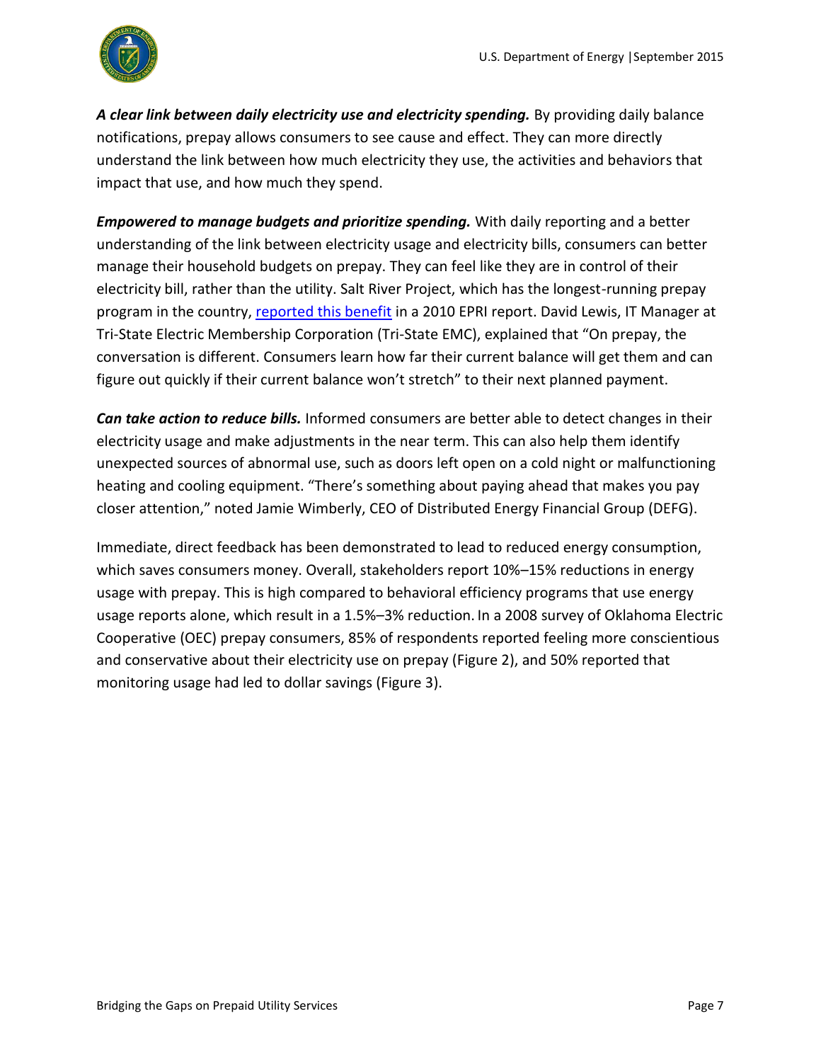***A clear link between daily electricity use and electricity spending.*** By providing daily balance notifications, prepay allows consumers to see cause and effect. They can more directly understand the link between how much electricity they use, the activities and behaviors that impact that use, and how much they spend.

***Empowered to manage budgets and prioritize spending.*** With daily reporting and a better understanding of the link between electricity usage and electricity bills, consumers can better manage their household budgets on prepay. They can feel like they are in control of their electricity bill, rather than the utility. Salt River Project, which has the longest-running prepay program in the country, reported this benefit in a 2010 EPRI report. David Lewis, IT Manager at Tri-State Electric Membership Corporation (Tri-State EMC), explained that "On prepay, the conversation is different. Consumers learn how far their current balance will get them and can figure out quickly if their current balance won't stretch" to their next planned payment.

***Can take action to reduce bills.*** Informed consumers are better able to detect changes in their electricity usage and make adjustments in the near term. This can also help them identify unexpected sources of abnormal use, such as doors left open on a cold night or malfunctioning heating and cooling equipment. "There's something about paying ahead that makes you pay closer attention," noted Jamie Wimberly, CEO of Distributed Energy Financial Group (DEFG).

Immediate, direct feedback has been demonstrated to lead to reduced energy consumption, which saves consumers money. Overall, stakeholders report 10%–15% reductions in energy usage with prepay. This is high compared to behavioral efficiency programs that use energy usage reports alone, which result in a 1.5%–3% reduction. In a 2008 survey of Oklahoma Electric Cooperative (OEC) prepay consumers, 85% of respondents reported feeling more conscientious and conservative about their electricity use on prepay (Figure 2), and 50% reported that monitoring usage had led to dollar savings (Figure 3).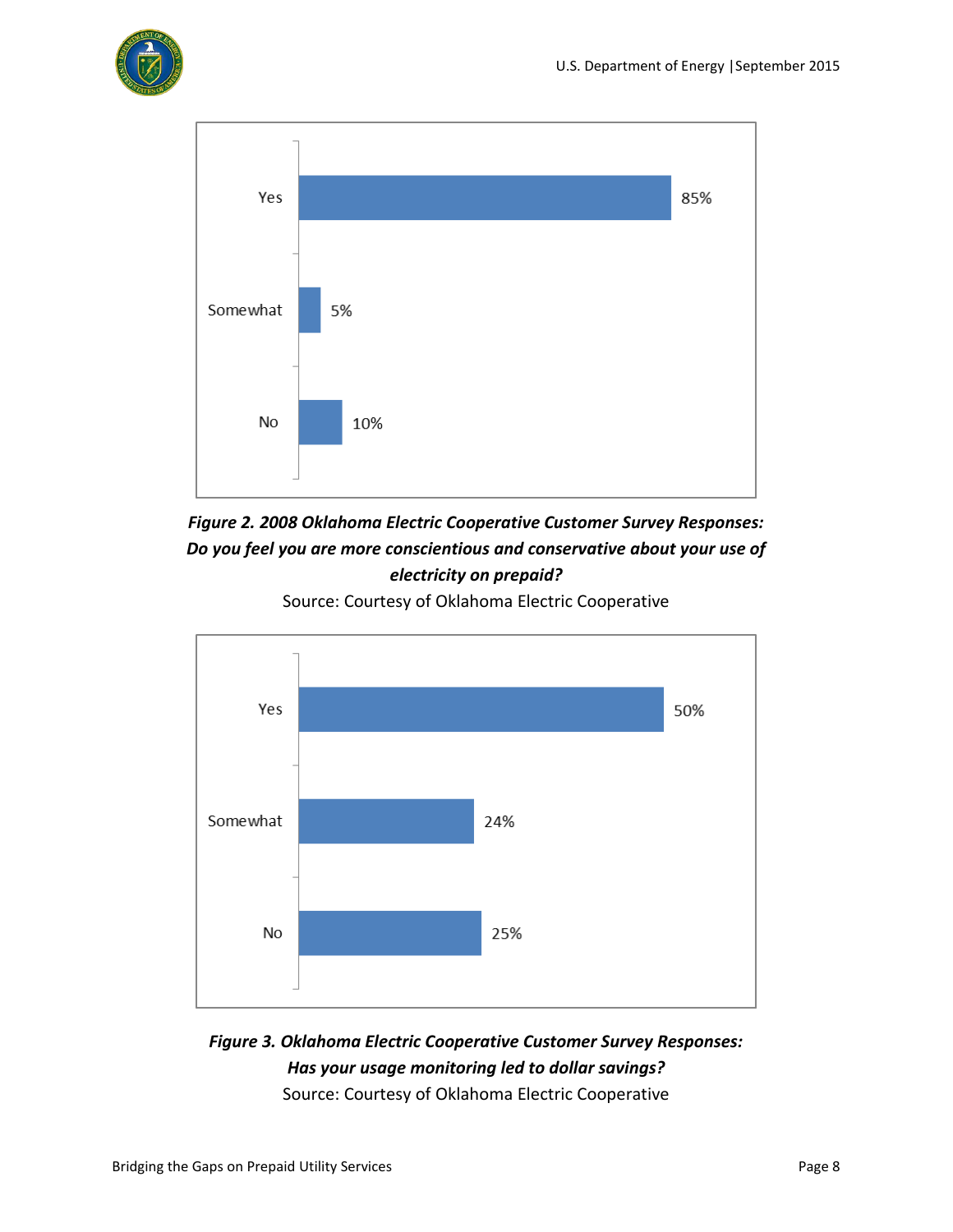| Response | Percentage |
| --- | --- |
| Yes | 85% |
| Somewhat | 5% |
| No | 10% |

***Figure 2. 2008 Oklahoma Electric Cooperative Customer Survey Responses: Do you feel you are more conscientious and conservative about your use of electricity on prepaid?***

Source: Courtesy of Oklahoma Electric Cooperative

| Response | Percentage |
| --- | --- |
| Yes | 50% |
| Somewhat | 24% |
| No | 25% |

***Figure 3. Oklahoma Electric Cooperative Customer Survey Responses: Has your usage monitoring led to dollar savings?***

Source: Courtesy of Oklahoma Electric Cooperative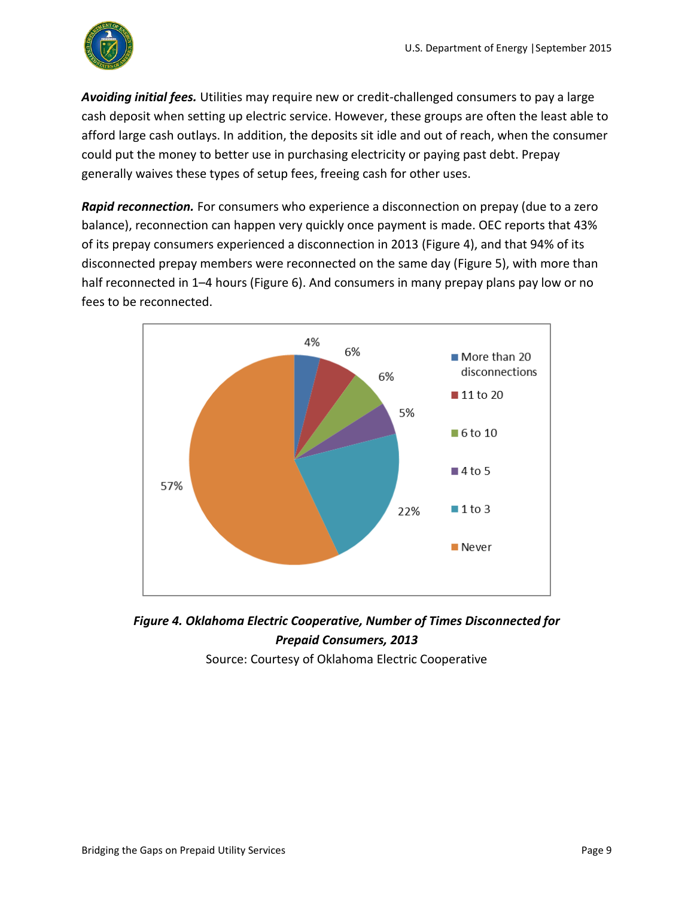***Avoiding initial fees.*** Utilities may require new or credit-challenged consumers to pay a large cash deposit when setting up electric service. However, these groups are often the least able to afford large cash outlays. In addition, the deposits sit idle and out of reach, when the consumer could put the money to better use in purchasing electricity or paying past debt. Prepay generally waives these types of setup fees, freeing cash for other uses.

***Rapid reconnection.*** For consumers who experience a disconnection on prepay (due to a zero balance), reconnection can happen very quickly once payment is made. OEC reports that 43% of its prepay consumers experienced a disconnection in 2013 (Figure 4), and that 94% of its disconnected prepay members were reconnected on the same day (Figure 5), with more than half reconnected in 1–4 hours (Figure 6). And consumers in many prepay plans pay low or no fees to be reconnected.

| Number of times disconnected | Percent |
|---|---|
| More than 20 disconnections | 4% |
| 11 to 20 | 6% |
| 6 to 10 | 6% |
| 4 to 5 | 5% |
| 1 to 3 | 22% |
| Never | 57% |

***Figure 4. Oklahoma Electric Cooperative, Number of Times Disconnected for Prepaid Consumers, 2013***

Source: Courtesy of Oklahoma Electric Cooperative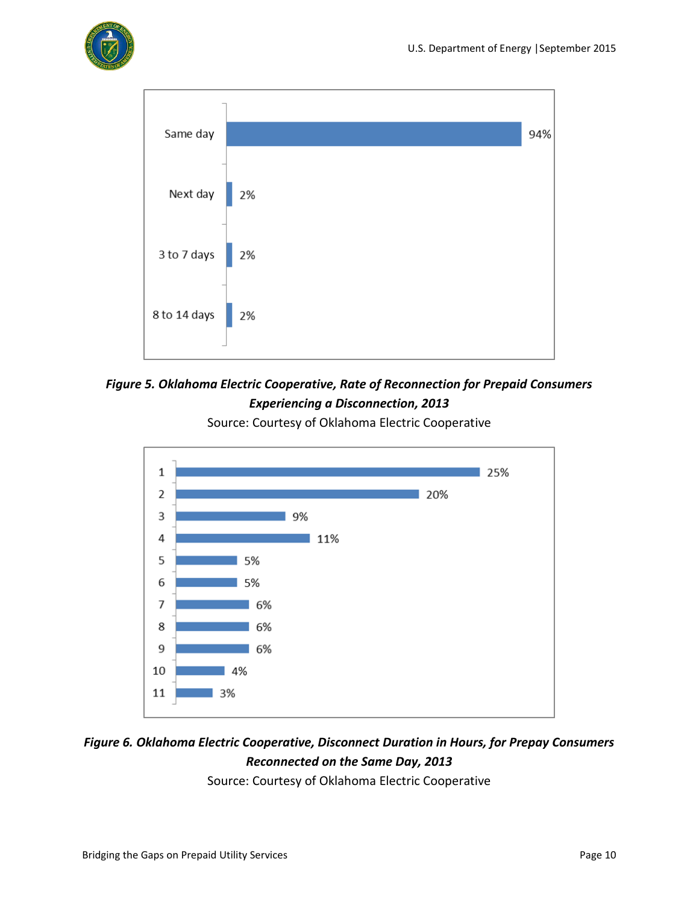| | |
|---|---|
| Same day | 94% |
| Next day | 2% |
| 3 to 7 days | 2% |
| 8 to 14 days | 2% |

***Figure 5. Oklahoma Electric Cooperative, Rate of Reconnection for Prepaid Consumers Experiencing a Disconnection, 2013***

Source: Courtesy of Oklahoma Electric Cooperative

| | |
|---|---|
| 1 | 25% |
| 2 | 20% |
| 3 | 9% |
| 4 | 11% |
| 5 | 5% |
| 6 | 5% |
| 7 | 6% |
| 8 | 6% |
| 9 | 6% |
| 10 | 4% |
| 11 | 3% |

***Figure 6. Oklahoma Electric Cooperative, Disconnect Duration in Hours, for Prepay Consumers Reconnected on the Same Day, 2013***

Source: Courtesy of Oklahoma Electric Cooperative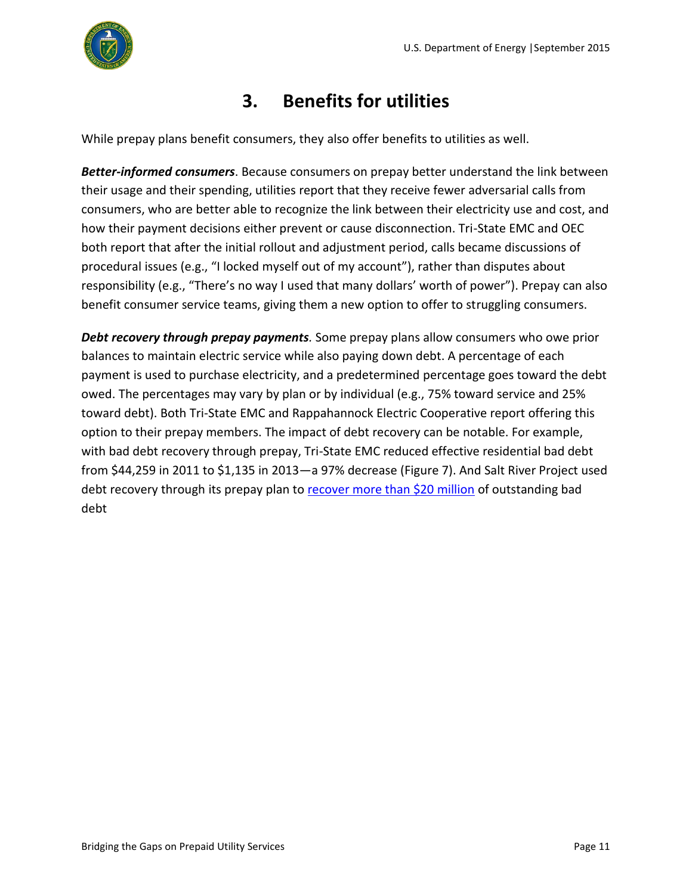# 3. Benefits for utilities

While prepay plans benefit consumers, they also offer benefits to utilities as well.

***Better-informed consumers***. Because consumers on prepay better understand the link between their usage and their spending, utilities report that they receive fewer adversarial calls from consumers, who are better able to recognize the link between their electricity use and cost, and how their payment decisions either prevent or cause disconnection. Tri-State EMC and OEC both report that after the initial rollout and adjustment period, calls became discussions of procedural issues (e.g., "I locked myself out of my account"), rather than disputes about responsibility (e.g., "There's no way I used that many dollars' worth of power"). Prepay can also benefit consumer service teams, giving them a new option to offer to struggling consumers.

***Debt recovery through prepay payments***. Some prepay plans allow consumers who owe prior balances to maintain electric service while also paying down debt. A percentage of each payment is used to purchase electricity, and a predetermined percentage goes toward the debt owed. The percentages may vary by plan or by individual (e.g., 75% toward service and 25% toward debt). Both Tri-State EMC and Rappahannock Electric Cooperative report offering this option to their prepay members. The impact of debt recovery can be notable. For example, with bad debt recovery through prepay, Tri-State EMC reduced effective residential bad debt from $44,259 in 2011 to $1,135 in 2013—a 97% decrease (Figure 7). And Salt River Project used debt recovery through its prepay plan to recover more than $20 million of outstanding bad debt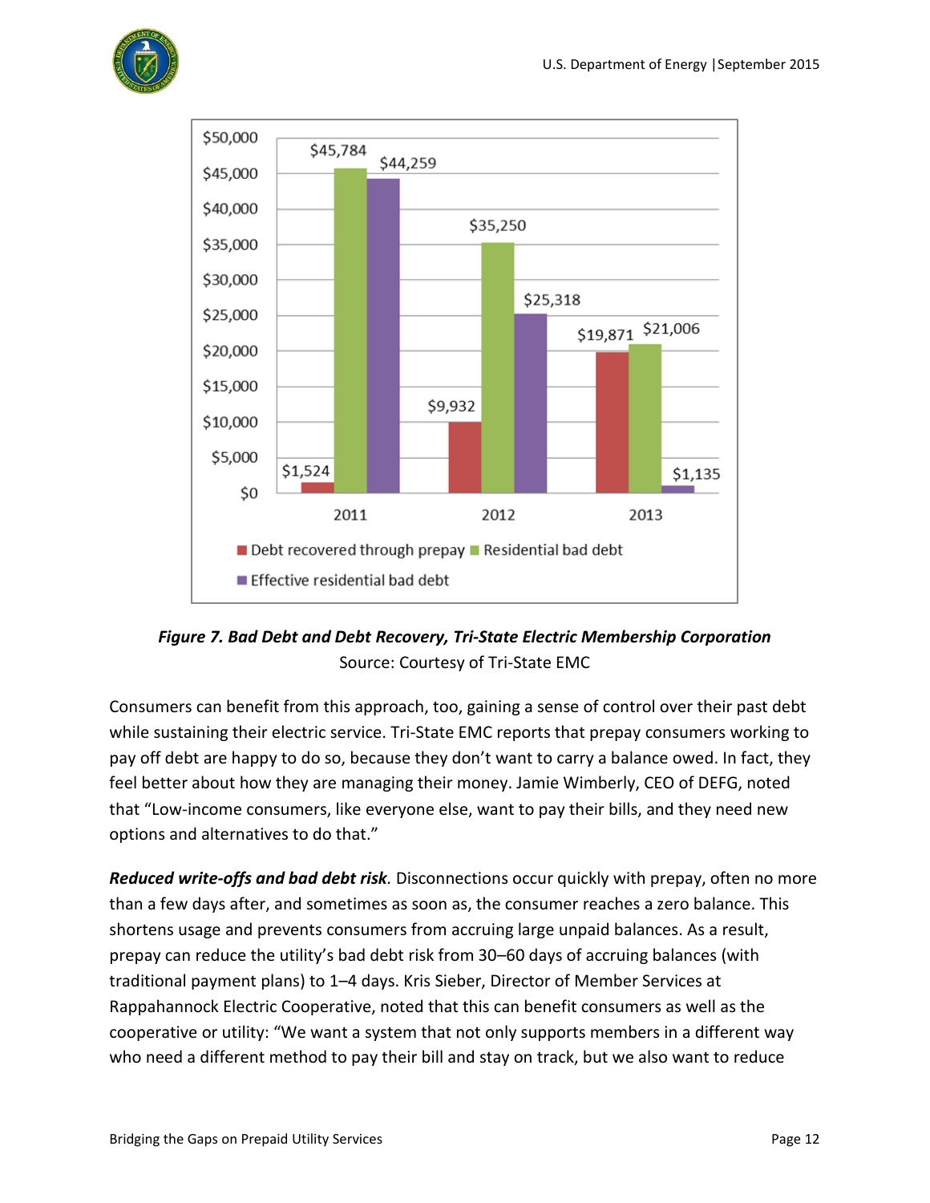*Figure 7. Bad Debt and Debt Recovery, Tri-State Electric Membership Corporation*

Source: Courtesy of Tri-State EMC

Consumers can benefit from this approach, too, gaining a sense of control over their past debt while sustaining their electric service. Tri-State EMC reports that prepay consumers working to pay off debt are happy to do so, because they don't want to carry a balance owed. In fact, they feel better about how they are managing their money. Jamie Wimberly, CEO of DEFG, noted that "Low-income consumers, like everyone else, want to pay their bills, and they need new options and alternatives to do that."

***Reduced write-offs and bad debt risk*.** Disconnections occur quickly with prepay, often no more than a few days after, and sometimes as soon as, the consumer reaches a zero balance. This shortens usage and prevents consumers from accruing large unpaid balances. As a result, prepay can reduce the utility's bad debt risk from 30–60 days of accruing balances (with traditional payment plans) to 1–4 days. Kris Sieber, Director of Member Services at Rappahannock Electric Cooperative, noted that this can benefit consumers as well as the cooperative or utility: "We want a system that not only supports members in a different way who need a different method to pay their bill and stay on track, but we also want to reduce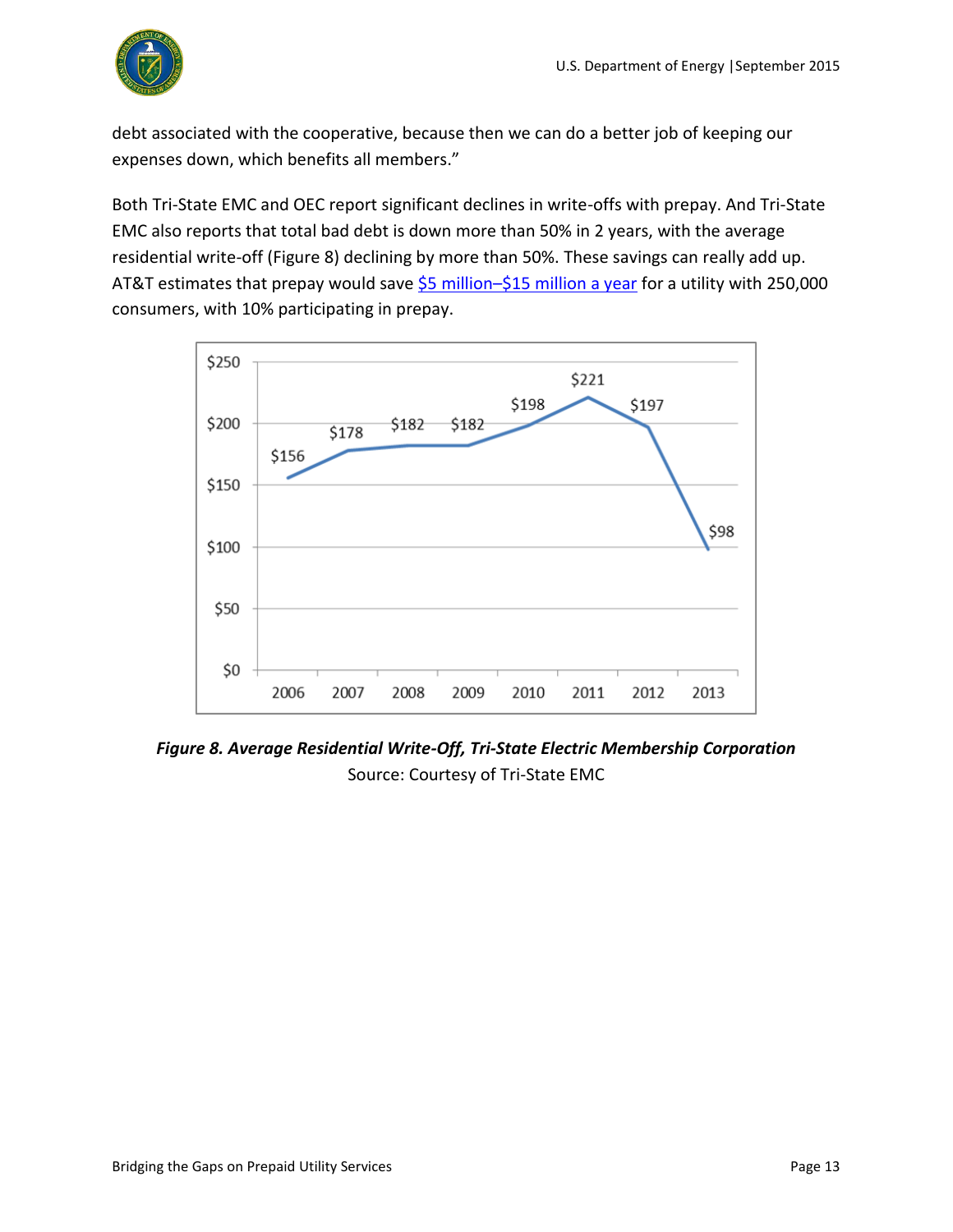debt associated with the cooperative, because then we can do a better job of keeping our expenses down, which benefits all members."

Both Tri-State EMC and OEC report significant declines in write-offs with prepay. And Tri-State EMC also reports that total bad debt is down more than 50% in 2 years, with the average residential write-off (Figure 8) declining by more than 50%. These savings can really add up. AT&T estimates that prepay would save $5 million–$15 million a year for a utility with 250,000 consumers, with 10% participating in prepay.

| Year | Average Residential Write-Off |
| --- | --- |
| 2006 | $156 |
| 2007 | $178 |
| 2008 | $182 |
| 2009 | $182 |
| 2010 | $198 |
| 2011 | $221 |
| 2012 | $197 |
| 2013 | $98 |

***Figure 8. Average Residential Write-Off, Tri-State Electric Membership Corporation***

Source: Courtesy of Tri-State EMC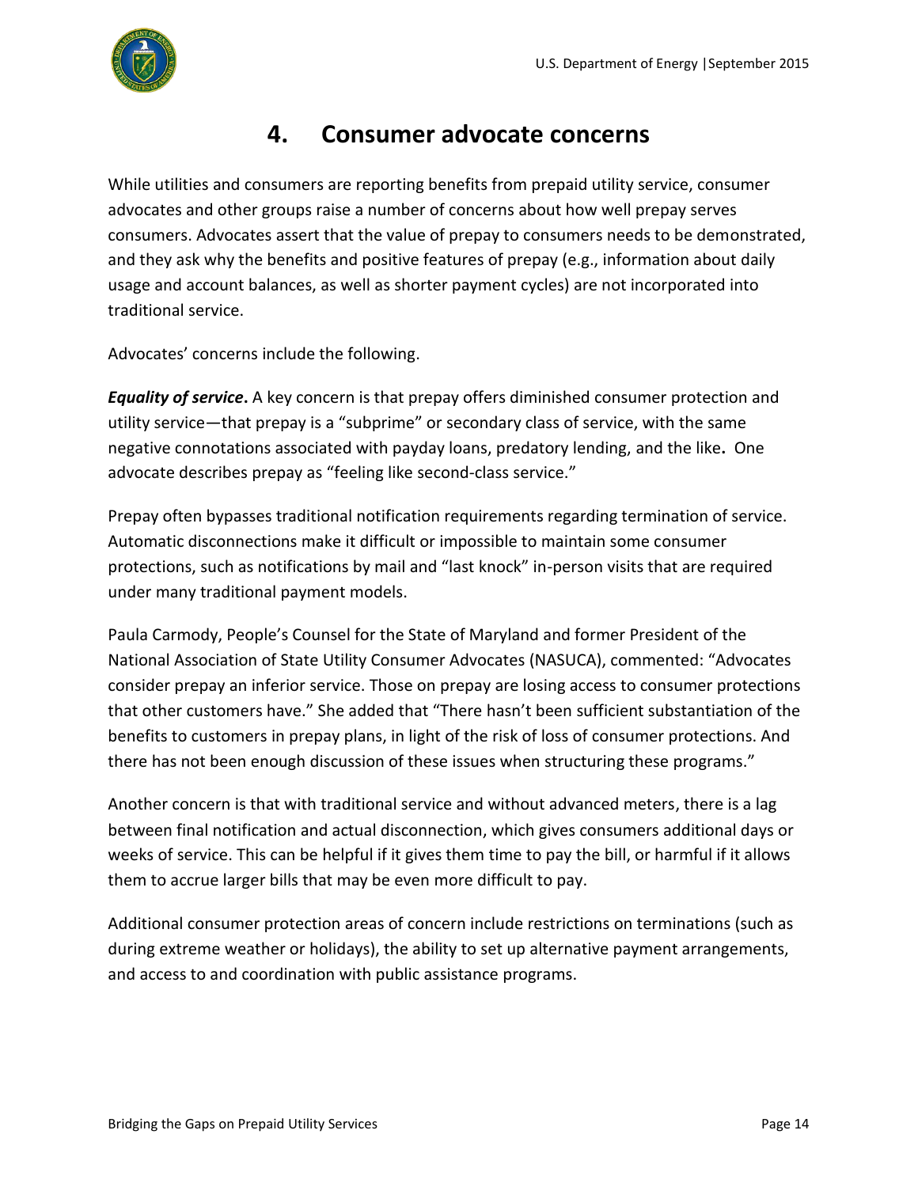# 4. Consumer advocate concerns

While utilities and consumers are reporting benefits from prepaid utility service, consumer advocates and other groups raise a number of concerns about how well prepay serves consumers. Advocates assert that the value of prepay to consumers needs to be demonstrated, and they ask why the benefits and positive features of prepay (e.g., information about daily usage and account balances, as well as shorter payment cycles) are not incorporated into traditional service.

Advocates' concerns include the following.

***Equality of service*.** A key concern is that prepay offers diminished consumer protection and utility service—that prepay is a "subprime" or secondary class of service, with the same negative connotations associated with payday loans, predatory lending, and the like**.** One advocate describes prepay as "feeling like second-class service."

Prepay often bypasses traditional notification requirements regarding termination of service. Automatic disconnections make it difficult or impossible to maintain some consumer protections, such as notifications by mail and "last knock" in-person visits that are required under many traditional payment models.

Paula Carmody, People's Counsel for the State of Maryland and former President of the National Association of State Utility Consumer Advocates (NASUCA), commented: "Advocates consider prepay an inferior service. Those on prepay are losing access to consumer protections that other customers have." She added that "There hasn't been sufficient substantiation of the benefits to customers in prepay plans, in light of the risk of loss of consumer protections. And there has not been enough discussion of these issues when structuring these programs."

Another concern is that with traditional service and without advanced meters, there is a lag between final notification and actual disconnection, which gives consumers additional days or weeks of service. This can be helpful if it gives them time to pay the bill, or harmful if it allows them to accrue larger bills that may be even more difficult to pay.

Additional consumer protection areas of concern include restrictions on terminations (such as during extreme weather or holidays), the ability to set up alternative payment arrangements, and access to and coordination with public assistance programs.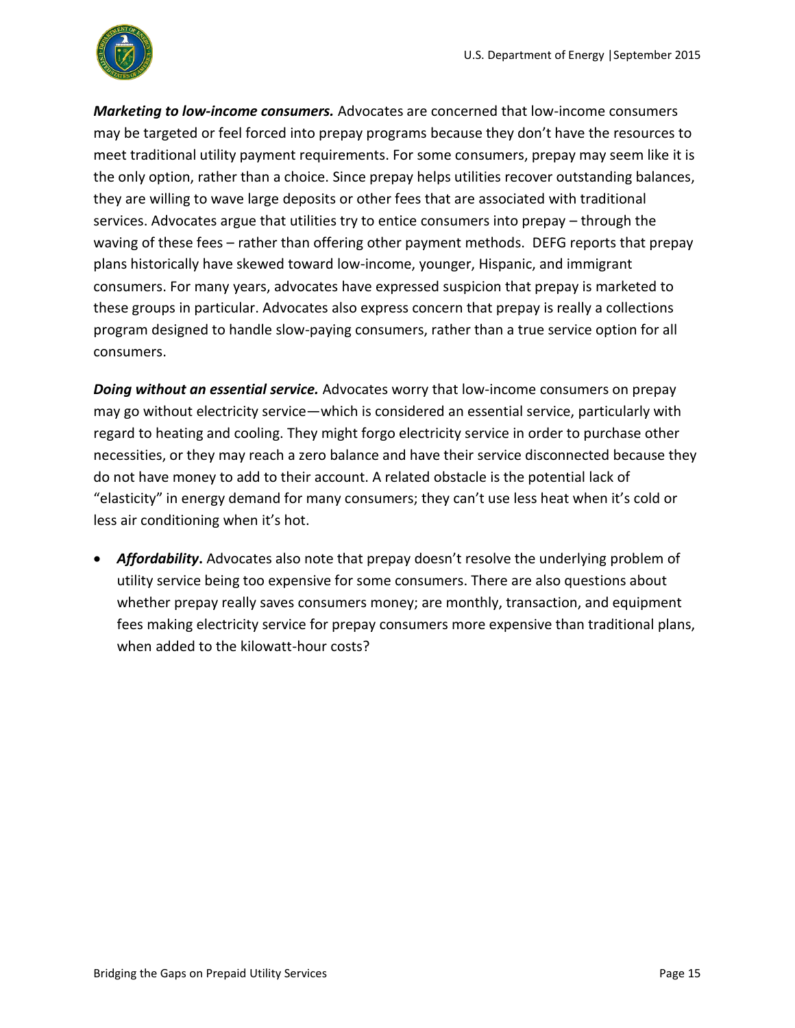***Marketing to low-income consumers.*** Advocates are concerned that low-income consumers may be targeted or feel forced into prepay programs because they don't have the resources to meet traditional utility payment requirements. For some consumers, prepay may seem like it is the only option, rather than a choice. Since prepay helps utilities recover outstanding balances, they are willing to wave large deposits or other fees that are associated with traditional services. Advocates argue that utilities try to entice consumers into prepay – through the waving of these fees – rather than offering other payment methods. DEFG reports that prepay plans historically have skewed toward low-income, younger, Hispanic, and immigrant consumers. For many years, advocates have expressed suspicion that prepay is marketed to these groups in particular. Advocates also express concern that prepay is really a collections program designed to handle slow-paying consumers, rather than a true service option for all consumers.

***Doing without an essential service.*** Advocates worry that low-income consumers on prepay may go without electricity service—which is considered an essential service, particularly with regard to heating and cooling. They might forgo electricity service in order to purchase other necessities, or they may reach a zero balance and have their service disconnected because they do not have money to add to their account. A related obstacle is the potential lack of "elasticity" in energy demand for many consumers; they can't use less heat when it's cold or less air conditioning when it's hot.

- ***Affordability*****.** Advocates also note that prepay doesn't resolve the underlying problem of utility service being too expensive for some consumers. There are also questions about whether prepay really saves consumers money; are monthly, transaction, and equipment fees making electricity service for prepay consumers more expensive than traditional plans, when added to the kilowatt-hour costs?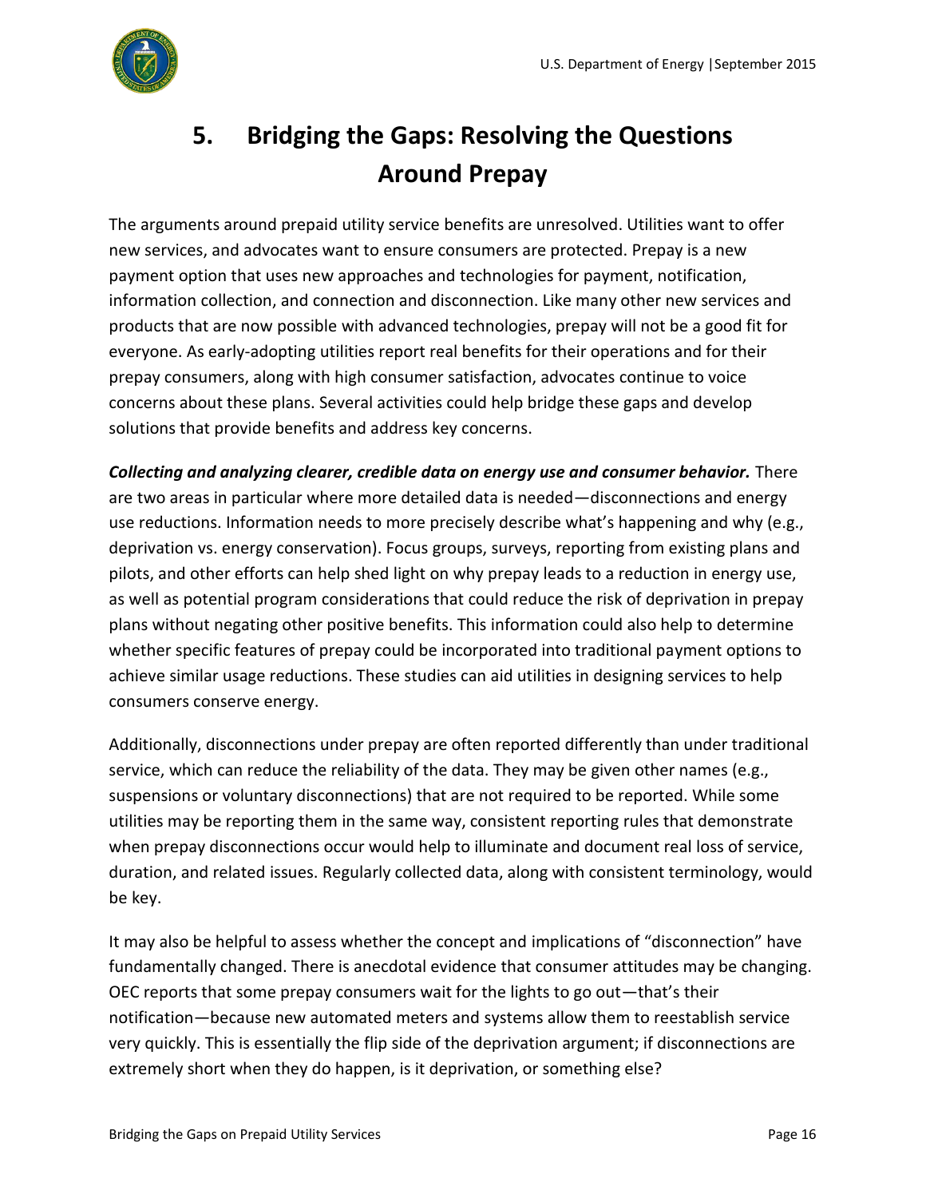# 5. Bridging the Gaps: Resolving the Questions Around Prepay

The arguments around prepaid utility service benefits are unresolved. Utilities want to offer new services, and advocates want to ensure consumers are protected. Prepay is a new payment option that uses new approaches and technologies for payment, notification, information collection, and connection and disconnection. Like many other new services and products that are now possible with advanced technologies, prepay will not be a good fit for everyone. As early-adopting utilities report real benefits for their operations and for their prepay consumers, along with high consumer satisfaction, advocates continue to voice concerns about these plans. Several activities could help bridge these gaps and develop solutions that provide benefits and address key concerns.

***Collecting and analyzing clearer, credible data on energy use and consumer behavior.*** There are two areas in particular where more detailed data is needed—disconnections and energy use reductions. Information needs to more precisely describe what's happening and why (e.g., deprivation vs. energy conservation). Focus groups, surveys, reporting from existing plans and pilots, and other efforts can help shed light on why prepay leads to a reduction in energy use, as well as potential program considerations that could reduce the risk of deprivation in prepay plans without negating other positive benefits. This information could also help to determine whether specific features of prepay could be incorporated into traditional payment options to achieve similar usage reductions. These studies can aid utilities in designing services to help consumers conserve energy.

Additionally, disconnections under prepay are often reported differently than under traditional service, which can reduce the reliability of the data. They may be given other names (e.g., suspensions or voluntary disconnections) that are not required to be reported. While some utilities may be reporting them in the same way, consistent reporting rules that demonstrate when prepay disconnections occur would help to illuminate and document real loss of service, duration, and related issues. Regularly collected data, along with consistent terminology, would be key.

It may also be helpful to assess whether the concept and implications of "disconnection" have fundamentally changed. There is anecdotal evidence that consumer attitudes may be changing. OEC reports that some prepay consumers wait for the lights to go out—that's their notification—because new automated meters and systems allow them to reestablish service very quickly. This is essentially the flip side of the deprivation argument; if disconnections are extremely short when they do happen, is it deprivation, or something else?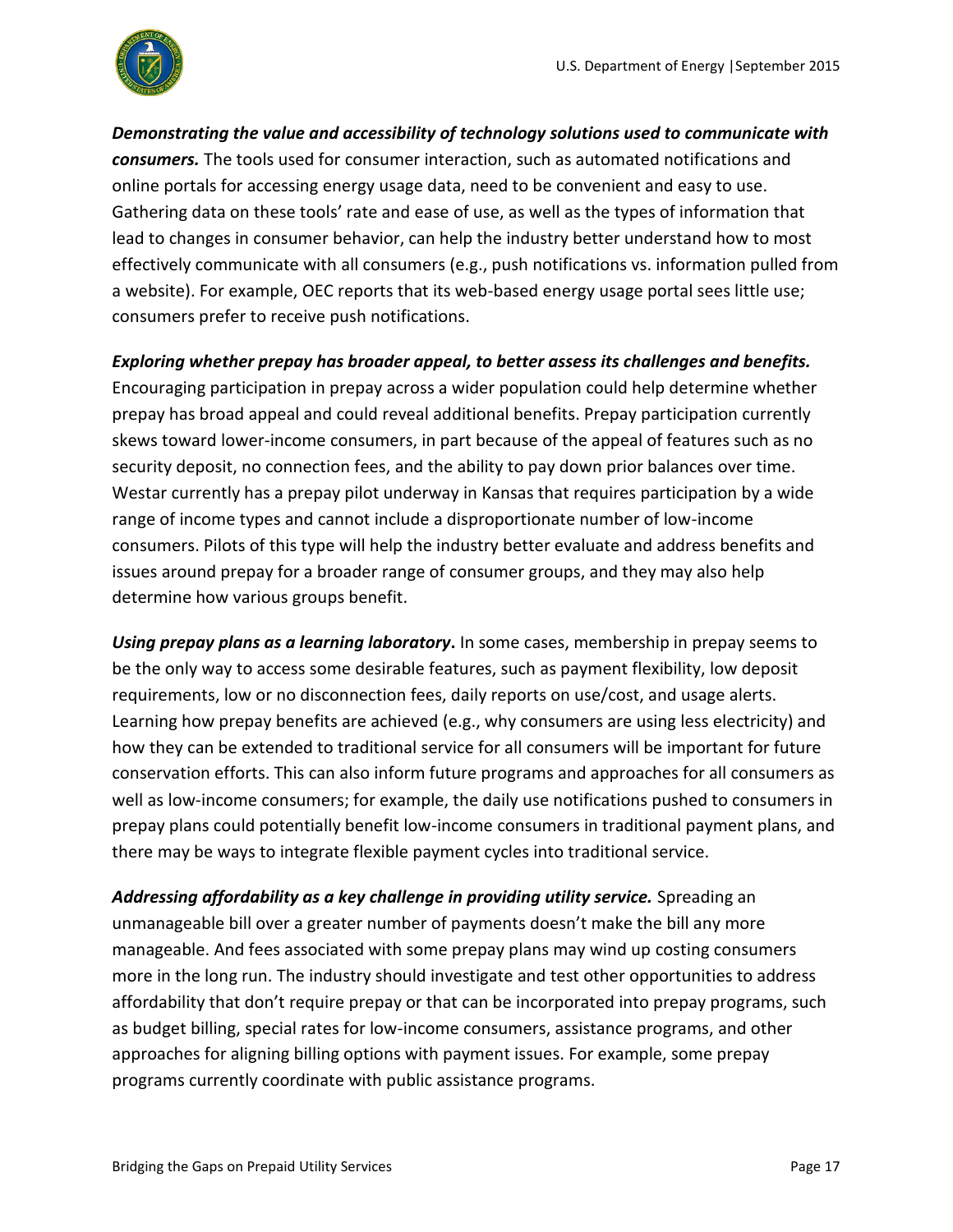***Demonstrating the value and accessibility of technology solutions used to communicate with consumers.*** The tools used for consumer interaction, such as automated notifications and online portals for accessing energy usage data, need to be convenient and easy to use. Gathering data on these tools' rate and ease of use, as well as the types of information that lead to changes in consumer behavior, can help the industry better understand how to most effectively communicate with all consumers (e.g., push notifications vs. information pulled from a website). For example, OEC reports that its web-based energy usage portal sees little use; consumers prefer to receive push notifications.

***Exploring whether prepay has broader appeal, to better assess its challenges and benefits.*** Encouraging participation in prepay across a wider population could help determine whether prepay has broad appeal and could reveal additional benefits. Prepay participation currently skews toward lower-income consumers, in part because of the appeal of features such as no security deposit, no connection fees, and the ability to pay down prior balances over time. Westar currently has a prepay pilot underway in Kansas that requires participation by a wide range of income types and cannot include a disproportionate number of low-income consumers. Pilots of this type will help the industry better evaluate and address benefits and issues around prepay for a broader range of consumer groups, and they may also help determine how various groups benefit.

***Using prepay plans as a learning laboratory*.** In some cases, membership in prepay seems to be the only way to access some desirable features, such as payment flexibility, low deposit requirements, low or no disconnection fees, daily reports on use/cost, and usage alerts. Learning how prepay benefits are achieved (e.g., why consumers are using less electricity) and how they can be extended to traditional service for all consumers will be important for future conservation efforts. This can also inform future programs and approaches for all consumers as well as low-income consumers; for example, the daily use notifications pushed to consumers in prepay plans could potentially benefit low-income consumers in traditional payment plans, and there may be ways to integrate flexible payment cycles into traditional service.

***Addressing affordability as a key challenge in providing utility service.*** Spreading an unmanageable bill over a greater number of payments doesn't make the bill any more manageable. And fees associated with some prepay plans may wind up costing consumers more in the long run. The industry should investigate and test other opportunities to address affordability that don't require prepay or that can be incorporated into prepay programs, such as budget billing, special rates for low-income consumers, assistance programs, and other approaches for aligning billing options with payment issues. For example, some prepay programs currently coordinate with public assistance programs.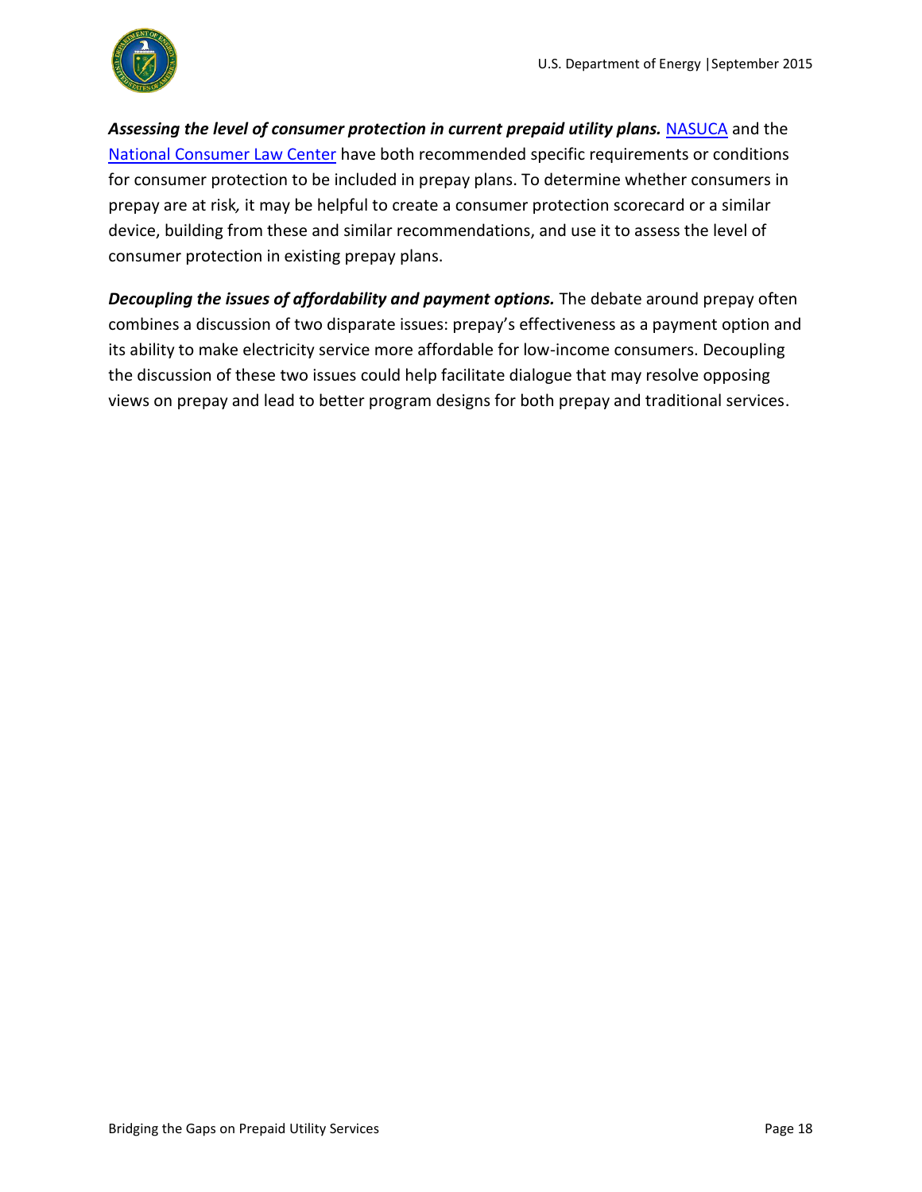***Assessing the level of consumer protection in current prepaid utility plans.*** NASUCA and the National Consumer Law Center have both recommended specific requirements or conditions for consumer protection to be included in prepay plans. To determine whether consumers in prepay are at risk*,* it may be helpful to create a consumer protection scorecard or a similar device, building from these and similar recommendations, and use it to assess the level of consumer protection in existing prepay plans.

***Decoupling the issues of affordability and payment options.*** The debate around prepay often combines a discussion of two disparate issues: prepay's effectiveness as a payment option and its ability to make electricity service more affordable for low-income consumers. Decoupling the discussion of these two issues could help facilitate dialogue that may resolve opposing views on prepay and lead to better program designs for both prepay and traditional services.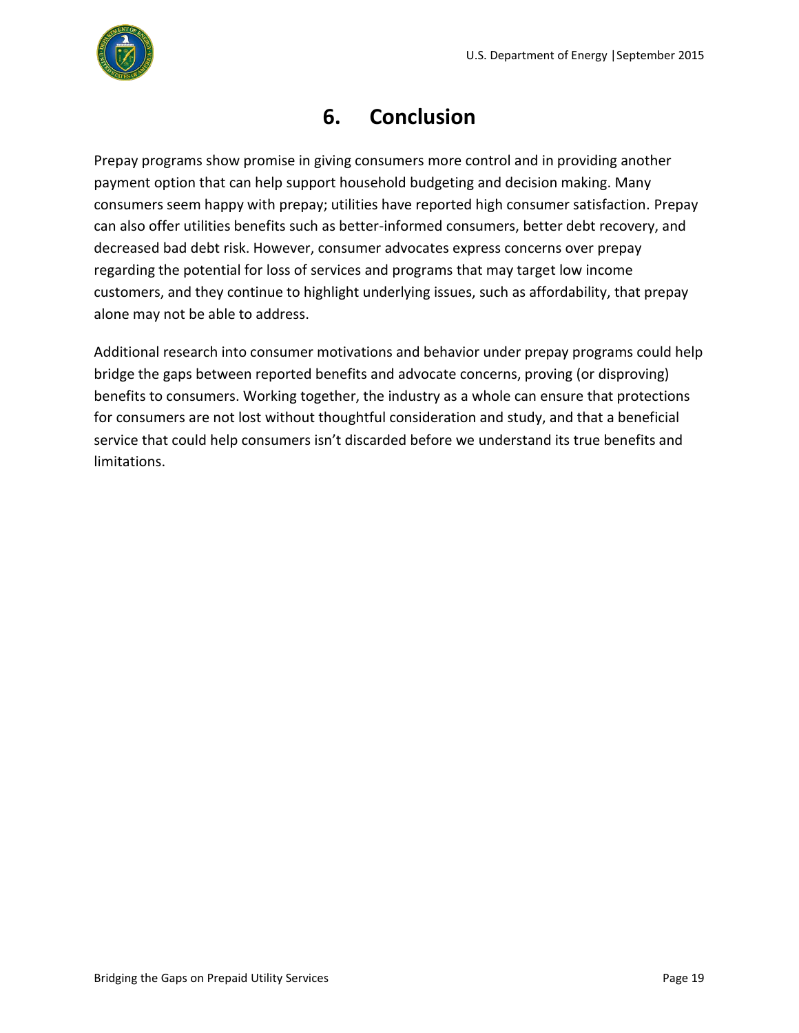# 6. Conclusion

Prepay programs show promise in giving consumers more control and in providing another payment option that can help support household budgeting and decision making. Many consumers seem happy with prepay; utilities have reported high consumer satisfaction. Prepay can also offer utilities benefits such as better-informed consumers, better debt recovery, and decreased bad debt risk. However, consumer advocates express concerns over prepay regarding the potential for loss of services and programs that may target low income customers, and they continue to highlight underlying issues, such as affordability, that prepay alone may not be able to address.

Additional research into consumer motivations and behavior under prepay programs could help bridge the gaps between reported benefits and advocate concerns, proving (or disproving) benefits to consumers. Working together, the industry as a whole can ensure that protections for consumers are not lost without thoughtful consideration and study, and that a beneficial service that could help consumers isn't discarded before we understand its true benefits and limitations.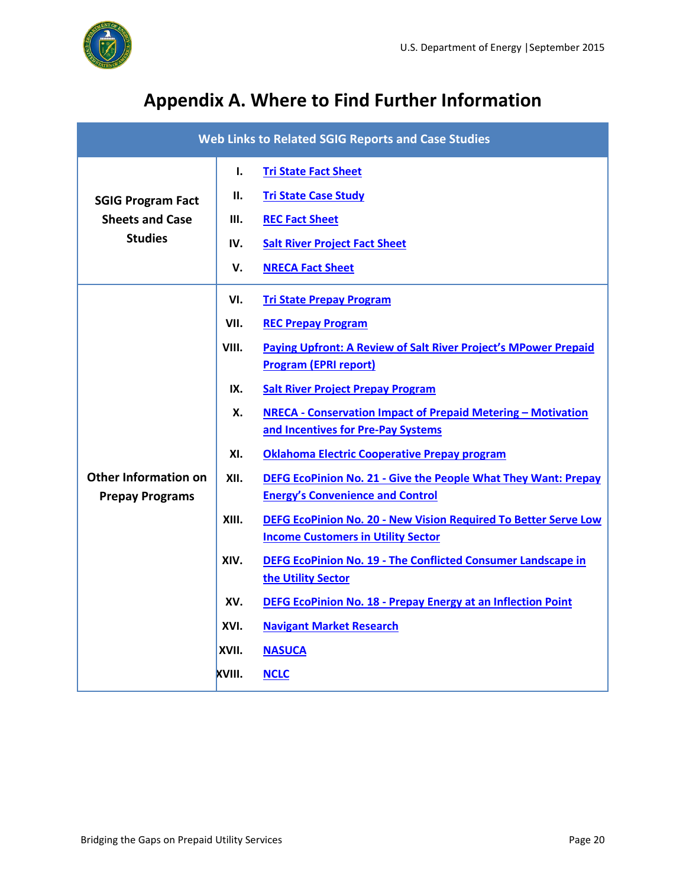# Appendix A. Where to Find Further Information

| Web Links to Related SGIG Reports and Case Studies | | |
|---|---|---|
| SGIG Program Fact Sheets and Case Studies | I. | Tri State Fact Sheet |
| | II. | Tri State Case Study |
| | III. | REC Fact Sheet |
| | IV. | Salt River Project Fact Sheet |
| | V. | NRECA Fact Sheet |
| Other Information on Prepay Programs | VI. | Tri State Prepay Program |
| | VII. | REC Prepay Program |
| | VIII. | Paying Upfront: A Review of Salt River Project's MPower Prepaid Program (EPRI report) |
| | IX. | Salt River Project Prepay Program |
| | X. | NRECA - Conservation Impact of Prepaid Metering – Motivation and Incentives for Pre-Pay Systems |
| | XI. | Oklahoma Electric Cooperative Prepay program |
| | XII. | DEFG EcoPinion No. 21 - Give the People What They Want: Prepay Energy's Convenience and Control |
| | XIII. | DEFG EcoPinion No. 20 - New Vision Required To Better Serve Low Income Customers in Utility Sector |
| | XIV. | DEFG EcoPinion No. 19 - The Conflicted Consumer Landscape in the Utility Sector |
| | XV. | DEFG EcoPinion No. 18 - Prepay Energy at an Inflection Point |
| | XVI. | Navigant Market Research |
| | XVII. | NASUCA |
| | XVIII. | NCLC |